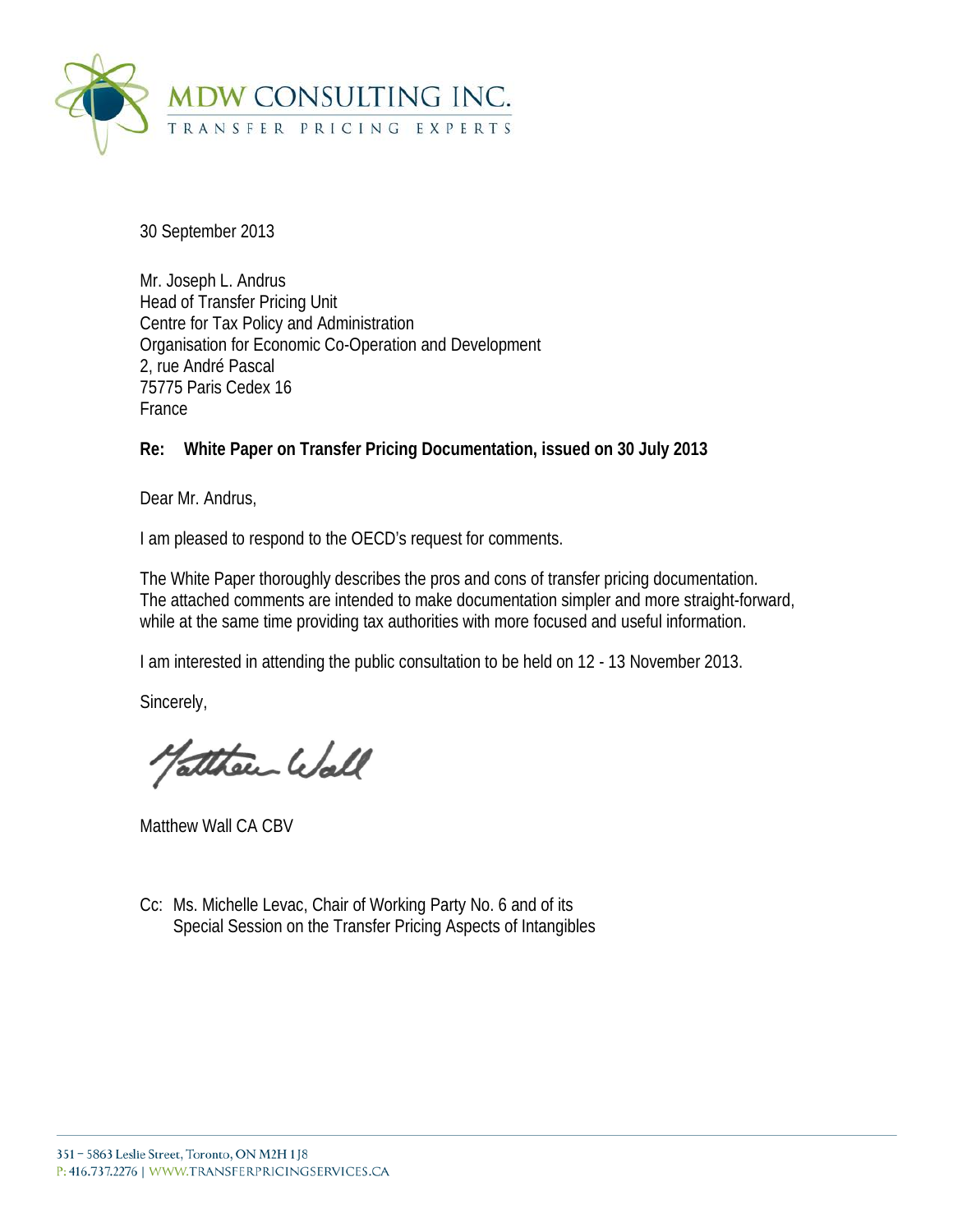MDW CONSULTING INC.
TRANSFER PRICING EXPERTS

30 September 2013

Mr. Joseph L. Andrus
Head of Transfer Pricing Unit
Centre for Tax Policy and Administration
Organisation for Economic Co-Operation and Development
2, rue André Pascal
75775 Paris Cedex 16
France

**Re: White Paper on Transfer Pricing Documentation, issued on 30 July 2013**

Dear Mr. Andrus,

I am pleased to respond to the OECD's request for comments.

The White Paper thoroughly describes the pros and cons of transfer pricing documentation. The attached comments are intended to make documentation simpler and more straight-forward, while at the same time providing tax authorities with more focused and useful information.

I am interested in attending the public consultation to be held on 12 - 13 November 2013.

Sincerely,

Matthew Wall

Matthew Wall CA CBV

Cc: Ms. Michelle Levac, Chair of Working Party No. 6 and of its
Special Session on the Transfer Pricing Aspects of Intangibles

351 – 5863 Leslie Street, Toronto, ON M2H 1J8
P: 416.737.2276 | WWW.TRANSFERPRICINGSERVICES.CA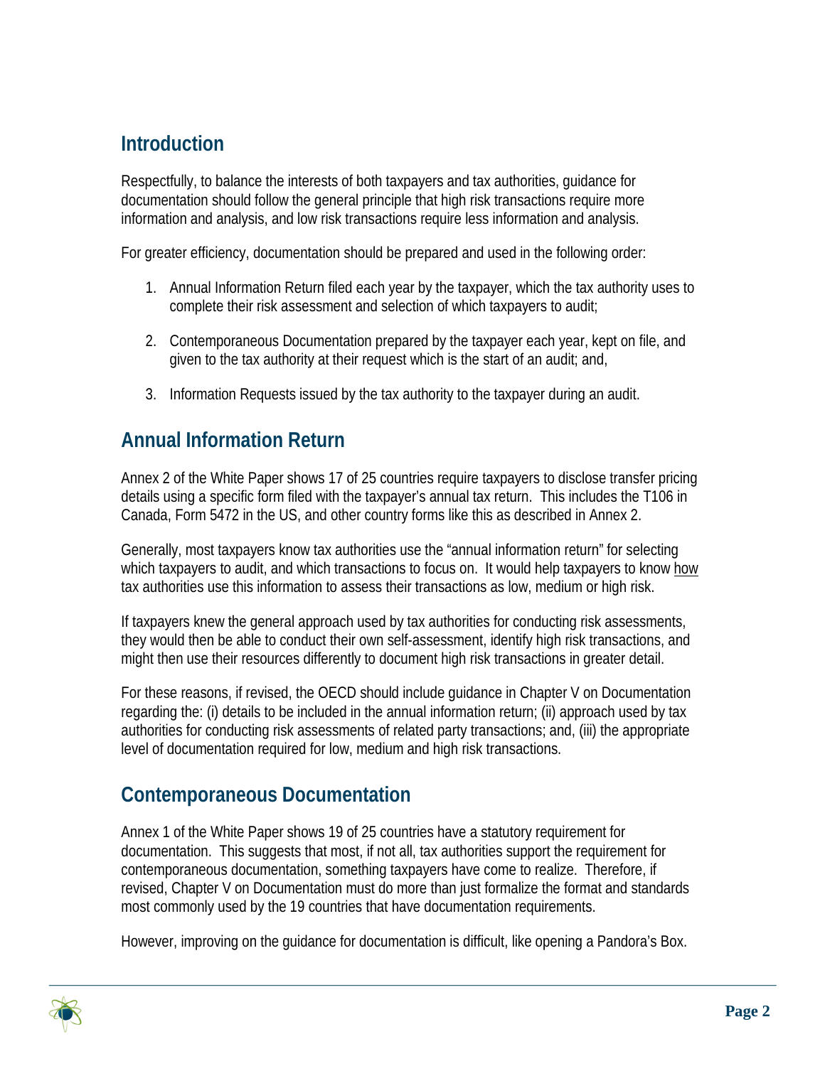## Introduction

Respectfully, to balance the interests of both taxpayers and tax authorities, guidance for documentation should follow the general principle that high risk transactions require more information and analysis, and low risk transactions require less information and analysis.

For greater efficiency, documentation should be prepared and used in the following order:

1. Annual Information Return filed each year by the taxpayer, which the tax authority uses to complete their risk assessment and selection of which taxpayers to audit;

2. Contemporaneous Documentation prepared by the taxpayer each year, kept on file, and given to the tax authority at their request which is the start of an audit; and,

3. Information Requests issued by the tax authority to the taxpayer during an audit.

## Annual Information Return

Annex 2 of the White Paper shows 17 of 25 countries require taxpayers to disclose transfer pricing details using a specific form filed with the taxpayer's annual tax return. This includes the T106 in Canada, Form 5472 in the US, and other country forms like this as described in Annex 2.

Generally, most taxpayers know tax authorities use the "annual information return" for selecting which taxpayers to audit, and which transactions to focus on. It would help taxpayers to know how tax authorities use this information to assess their transactions as low, medium or high risk.

If taxpayers knew the general approach used by tax authorities for conducting risk assessments, they would then be able to conduct their own self-assessment, identify high risk transactions, and might then use their resources differently to document high risk transactions in greater detail.

For these reasons, if revised, the OECD should include guidance in Chapter V on Documentation regarding the: (i) details to be included in the annual information return; (ii) approach used by tax authorities for conducting risk assessments of related party transactions; and, (iii) the appropriate level of documentation required for low, medium and high risk transactions.

## Contemporaneous Documentation

Annex 1 of the White Paper shows 19 of 25 countries have a statutory requirement for documentation. This suggests that most, if not all, tax authorities support the requirement for contemporaneous documentation, something taxpayers have come to realize. Therefore, if revised, Chapter V on Documentation must do more than just formalize the format and standards most commonly used by the 19 countries that have documentation requirements.

However, improving on the guidance for documentation is difficult, like opening a Pandora's Box.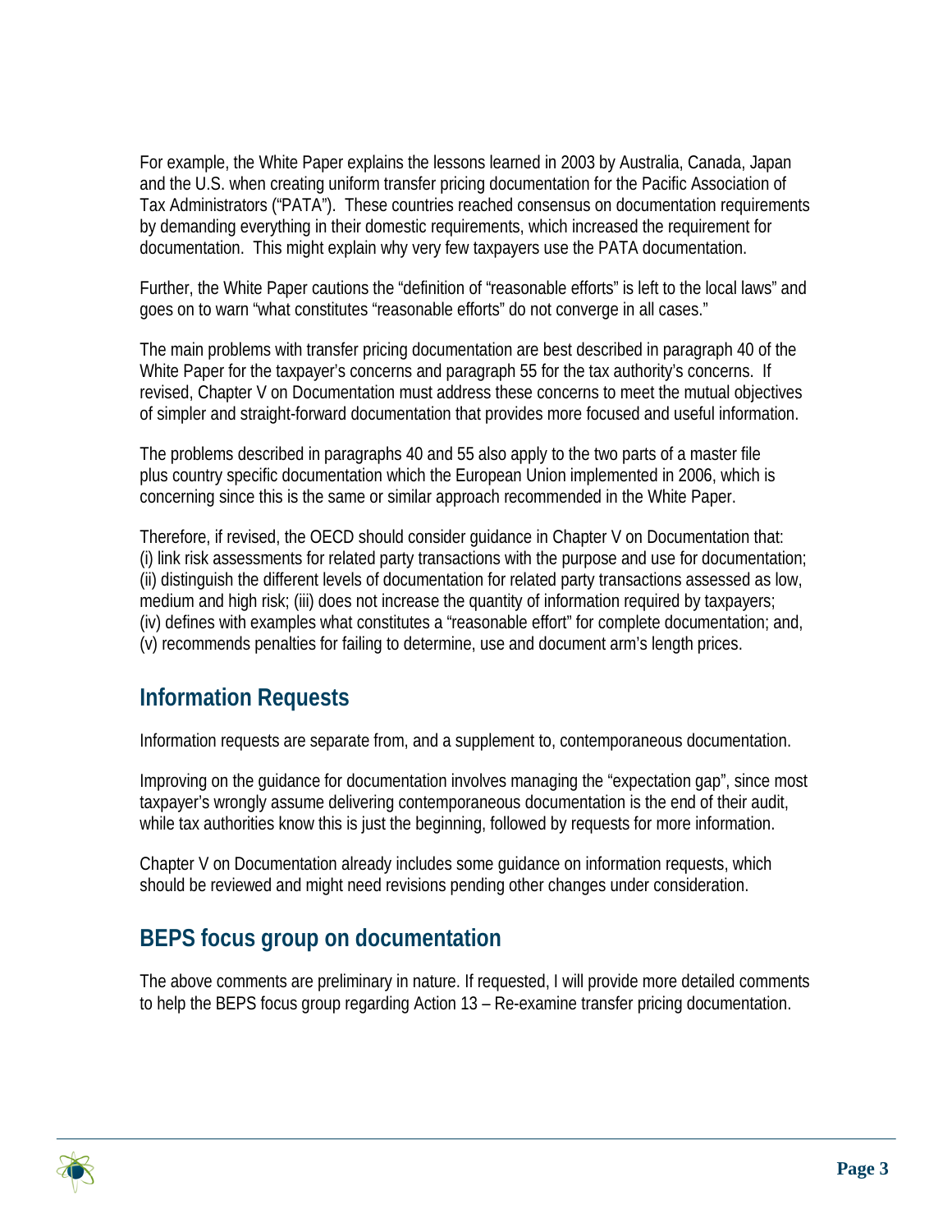For example, the White Paper explains the lessons learned in 2003 by Australia, Canada, Japan and the U.S. when creating uniform transfer pricing documentation for the Pacific Association of Tax Administrators ("PATA"). These countries reached consensus on documentation requirements by demanding everything in their domestic requirements, which increased the requirement for documentation. This might explain why very few taxpayers use the PATA documentation.

Further, the White Paper cautions the "definition of "reasonable efforts" is left to the local laws" and goes on to warn "what constitutes "reasonable efforts" do not converge in all cases."

The main problems with transfer pricing documentation are best described in paragraph 40 of the White Paper for the taxpayer's concerns and paragraph 55 for the tax authority's concerns. If revised, Chapter V on Documentation must address these concerns to meet the mutual objectives of simpler and straight-forward documentation that provides more focused and useful information.

The problems described in paragraphs 40 and 55 also apply to the two parts of a master file plus country specific documentation which the European Union implemented in 2006, which is concerning since this is the same or similar approach recommended in the White Paper.

Therefore, if revised, the OECD should consider guidance in Chapter V on Documentation that: (i) link risk assessments for related party transactions with the purpose and use for documentation; (ii) distinguish the different levels of documentation for related party transactions assessed as low, medium and high risk; (iii) does not increase the quantity of information required by taxpayers; (iv) defines with examples what constitutes a "reasonable effort" for complete documentation; and, (v) recommends penalties for failing to determine, use and document arm's length prices.

## Information Requests

Information requests are separate from, and a supplement to, contemporaneous documentation.

Improving on the guidance for documentation involves managing the "expectation gap", since most taxpayer's wrongly assume delivering contemporaneous documentation is the end of their audit, while tax authorities know this is just the beginning, followed by requests for more information.

Chapter V on Documentation already includes some guidance on information requests, which should be reviewed and might need revisions pending other changes under consideration.

## BEPS focus group on documentation

The above comments are preliminary in nature. If requested, I will provide more detailed comments to help the BEPS focus group regarding Action 13 – Re-examine transfer pricing documentation.